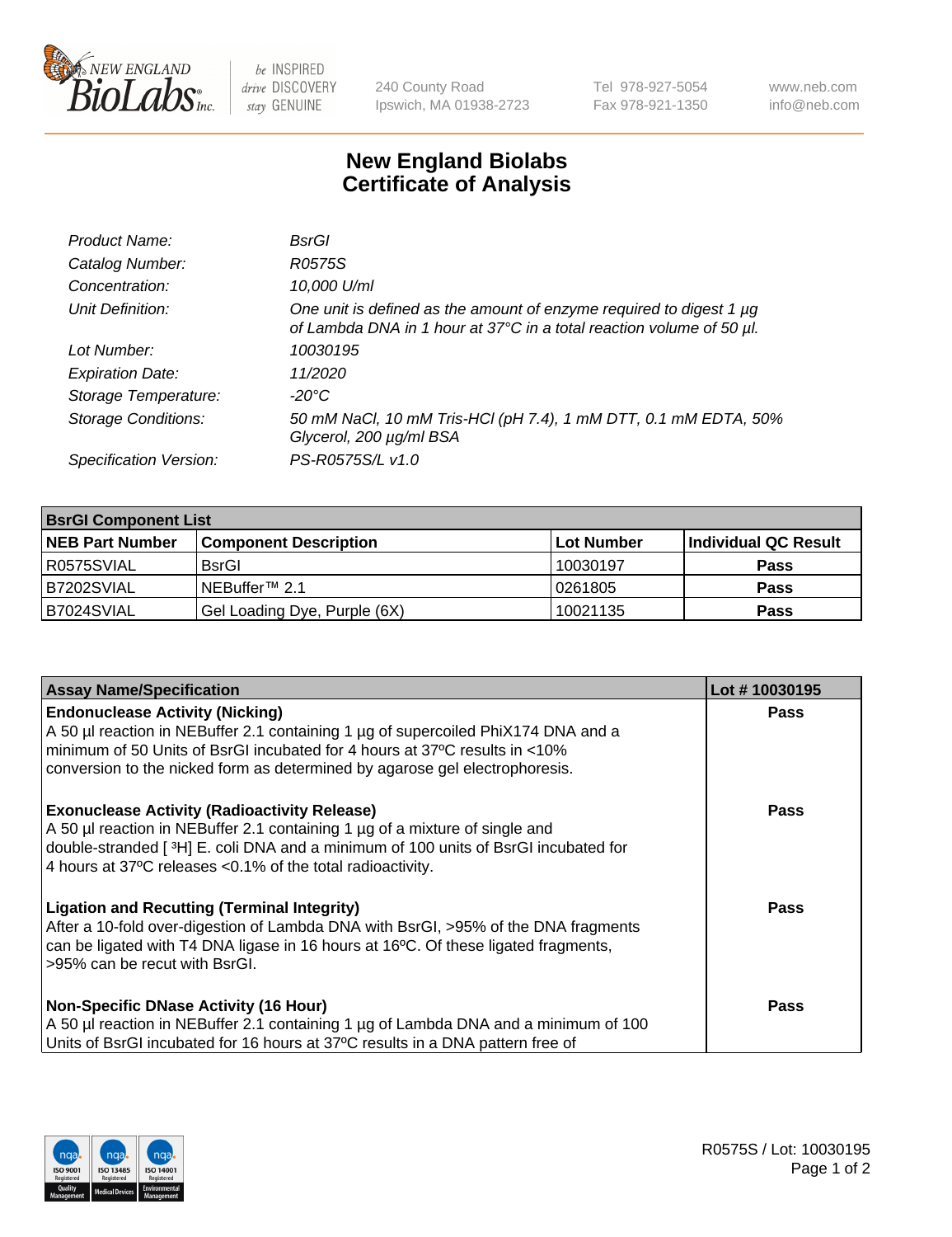New England BioLabs Inc. — be INSPIRED drive DISCOVERY stay GENUINE

240 County Road
Ipswich, MA 01938-2723

Tel 978-927-5054
Fax 978-921-1350

www.neb.com
info@neb.com

# New England Biolabs
# Certificate of Analysis

| | |
|---|---|
| *Product Name:* | *BsrGI* |
| *Catalog Number:* | *R0575S* |
| *Concentration:* | *10,000 U/ml* |
| *Unit Definition:* | *One unit is defined as the amount of enzyme required to digest 1 µg of Lambda DNA in 1 hour at 37°C in a total reaction volume of 50 µl.* |
| *Lot Number:* | *10030195* |
| *Expiration Date:* | *11/2020* |
| *Storage Temperature:* | *-20°C* |
| *Storage Conditions:* | *50 mM NaCl, 10 mM Tris-HCl (pH 7.4), 1 mM DTT, 0.1 mM EDTA, 50% Glycerol, 200 µg/ml BSA* |
| *Specification Version:* | *PS-R0575S/L v1.0* |

| **BsrGI Component List** | | | |
|---|---|---|---|
| **NEB Part Number** | **Component Description** | **Lot Number** | **Individual QC Result** |
| R0575SVIAL | BsrGI | 10030197 | **Pass** |
| B7202SVIAL | NEBuffer™ 2.1 | 0261805 | **Pass** |
| B7024SVIAL | Gel Loading Dye, Purple (6X) | 10021135 | **Pass** |

| **Assay Name/Specification** | **Lot # 10030195** |
|---|---|
| **Endonuclease Activity (Nicking)** A 50 µl reaction in NEBuffer 2.1 containing 1 µg of supercoiled PhiX174 DNA and a minimum of 50 Units of BsrGI incubated for 4 hours at 37ºC results in <10% conversion to the nicked form as determined by agarose gel electrophoresis. | **Pass** |
| **Exonuclease Activity (Radioactivity Release)** A 50 µl reaction in NEBuffer 2.1 containing 1 µg of a mixture of single and double-stranded [ $^3$H] E. coli DNA and a minimum of 100 units of BsrGI incubated for 4 hours at 37ºC releases <0.1% of the total radioactivity. | **Pass** |
| **Ligation and Recutting (Terminal Integrity)** After a 10-fold over-digestion of Lambda DNA with BsrGI, >95% of the DNA fragments can be ligated with T4 DNA ligase in 16 hours at 16ºC. Of these ligated fragments, >95% can be recut with BsrGI. | **Pass** |
| **Non-Specific DNase Activity (16 Hour)** A 50 µl reaction in NEBuffer 2.1 containing 1 µg of Lambda DNA and a minimum of 100 Units of BsrGI incubated for 16 hours at 37ºC results in a DNA pattern free of | **Pass** |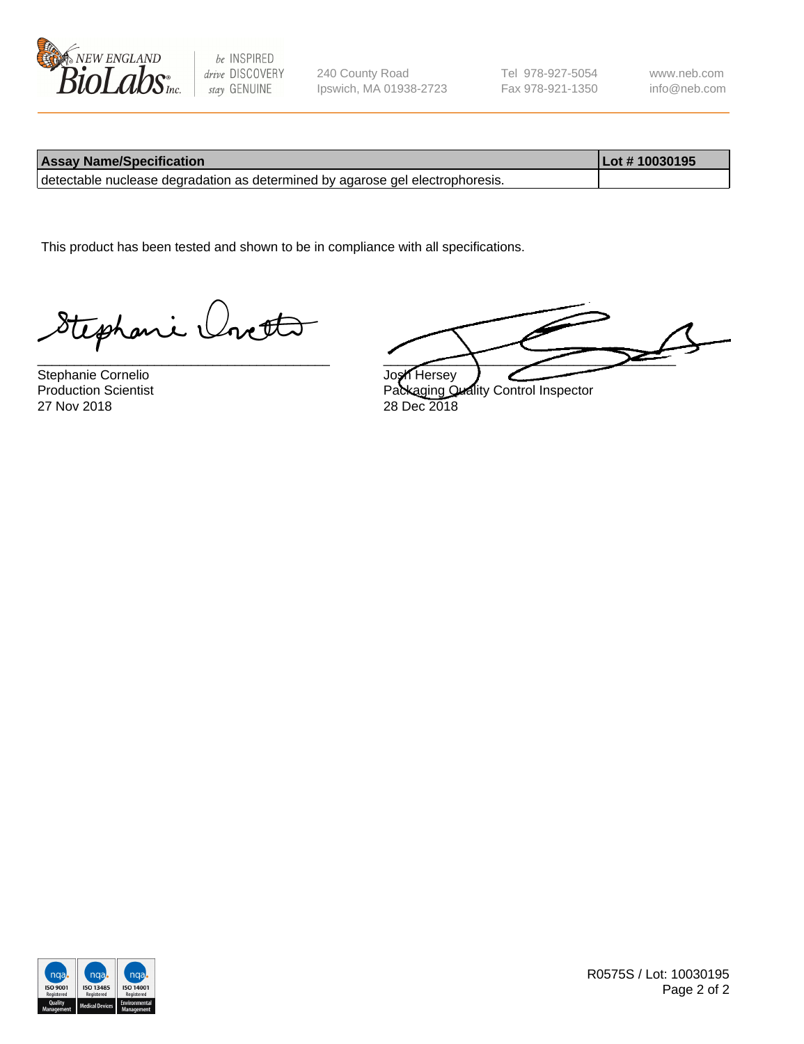| Assay Name/Specification | Lot # 10030195 |
| --- | --- |
| detectable nuclease degradation as determined by agarose gel electrophoresis. | |

This product has been tested and shown to be in compliance with all specifications.

Stephanie Cornelio
Production Scientist
27 Nov 2018

Josh Hersey
Packaging Quality Control Inspector
28 Dec 2018

R0575S / Lot: 10030195